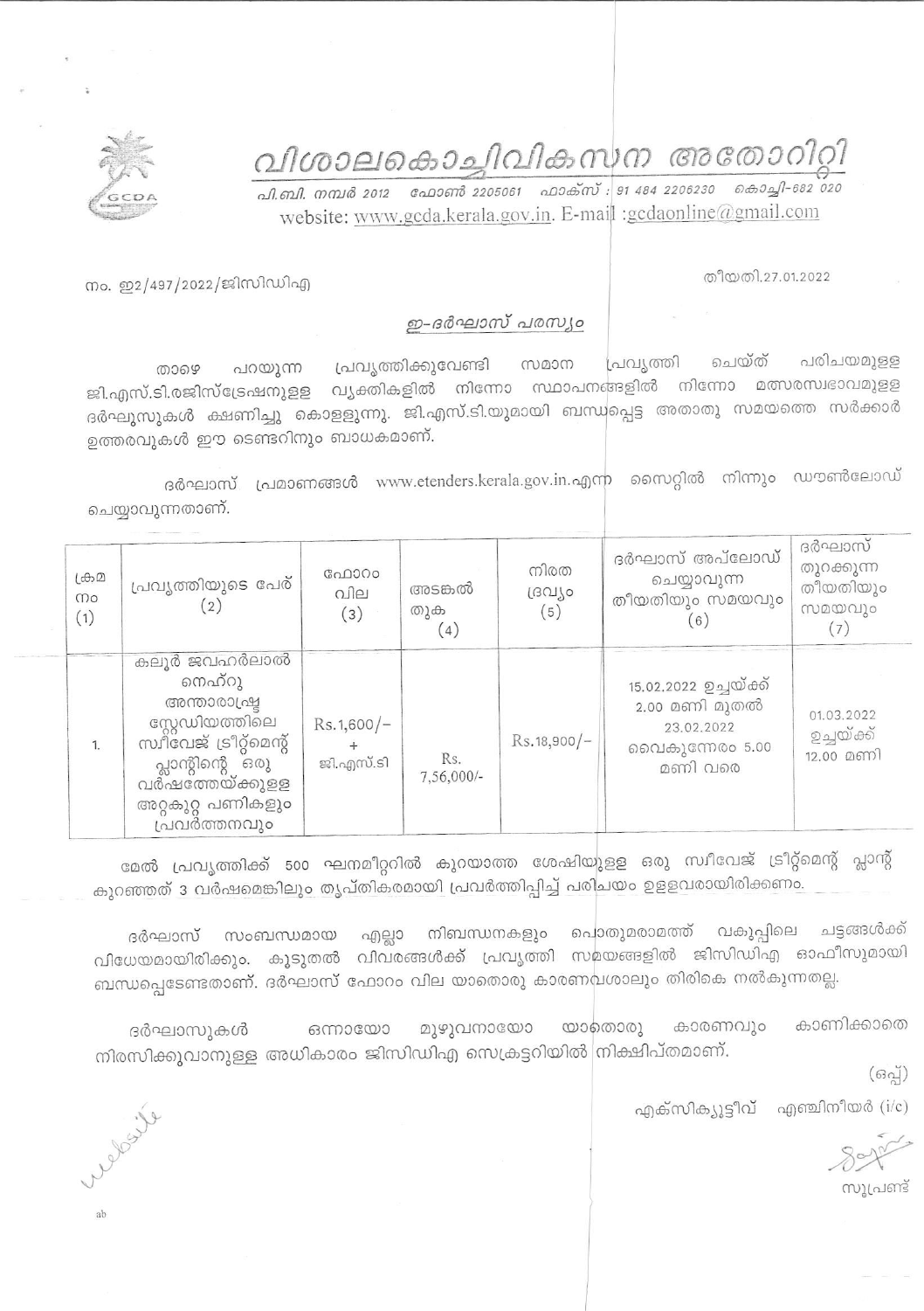# വിശാലകൊച്ചിവികസന അതോറിറ്റി

പി.ബി. നമ്പർ 2012 ഫോൺ 2205061 ഫാക്സ് : 91 484 2206230 കൊച്ചി-682 020

website: www.gcda.kerala.gov.in. E-mail :gcdaonline@gmail.com

നം. ഇ2/497/2022/ജിസിഡിഎ

തീയതി.27.01.2022

## ഇ-ദർഘാസ് പരസ്യം

താഴെ പറയുന്ന പ്രവൃത്തിക്കുവേണ്ടി സമാന പ്രവൃത്തി ചെയ്ത് പരിചയമുള്ള ജി.എസ്.ടി.രജിസ്ട്രേഷനുള്ള വ്യക്തികളിൽ നിന്നോ സ്ഥാപനങ്ങളിൽ നിന്നോ മത്സരസ്വഭാവമുള്ള ദർഘാസുകൾ ക്ഷണിച്ചു കൊള്ളുന്നു. ജി.എസ്.ടി.യുമായി ബന്ധപ്പെട്ട അതാതു സമയത്തെ സർക്കാർ ഉത്തരവുകൾ ഈ ടെണ്ടറിനും ബാധകമാണ്.

ദർഘാസ് പ്രമാണങ്ങൾ www.etenders.kerala.gov.in.എന്ന സൈറ്റിൽ നിന്നും ഡൗൺലോഡ് ചെയ്യാവുന്നതാണ്.

| ക്രമ നം (1) | പ്രവൃത്തിയുടെ പേര് (2) | ഫോറം വില (3) | അടങ്കൽ തുക (4) | നിരത ദ്രവ്യം (5) | ദർഘാസ് അപ്‌ലോഡ് ചെയ്യാവുന്ന തീയതിയും സമയവും (6) | ദർഘാസ് തുറക്കുന്ന തീയതിയും സമയവും (7) |
|---|---|---|---|---|---|---|
| 1. | കലൂർ ജവഹർലാൽ നെഹ്റു അന്താരാഷ്ട്ര സ്റ്റേഡിയത്തിലെ സ്വീവേജ് ട്രീറ്റ്മെന്റ് പ്ലാന്റിന്റെ ഒരു വർഷത്തേയ്ക്കുള്ള അറ്റകുറ്റ പണികളും പ്രവർത്തനവും | Rs.1,600/- + ജി.എസ്.ടി | Rs. 7,56,000/- | Rs.18,900/- | 15.02.2022 ഉച്ചയ്ക്ക് 2.00 മണി മുതൽ 23.02.2022 വൈകുന്നേരം 5.00 മണി വരെ | 01.03.2022 ഉച്ചയ്ക്ക് 12.00 മണി |

മേൽ പ്രവൃത്തിക്ക് 500 ഘനമീറ്ററിൽ കുറയാത്ത ശേഷിയുള്ള ഒരു സ്വീവേജ് ട്രീറ്റ്മെന്റ് പ്ലാന്റ് കുറഞ്ഞത് 3 വർഷമെങ്കിലും തൃപ്തികരമായി പ്രവർത്തിപ്പിച്ച് പരിചയം ഉള്ളവരായിരിക്കണം.

ദർഘാസ് സംബന്ധമായ എല്ലാ നിബന്ധനകളും പൊതുമരാമത്ത് വകുപ്പിലെ ചട്ടങ്ങൾക്ക് വിധേയമായിരിക്കും. കൂടുതൽ വിവരങ്ങൾക്ക് പ്രവൃത്തി സമയങ്ങളിൽ ജിസിഡിഎ ഓഫീസുമായി ബന്ധപ്പെടേണ്ടതാണ്. ദർഘാസ് ഫോറം വില യാതൊരു കാരണവശാലും തിരികെ നൽകുന്നതല്ല.

ദർഘാസുകൾ ഒന്നായോ മുഴുവനായോ യാതൊരു കാരണവും കാണിക്കാതെ നിരസിക്കുവാനുള്ള അധികാരം ജിസിഡിഎ സെക്രട്ടറിയിൽ നിക്ഷിപ്തമാണ്.

(ഒപ്പ്)

എക്സിക്യൂട്ടീവ് എഞ്ചിനീയർ (i/c)

സൂപ്രണ്ട്

Website

ab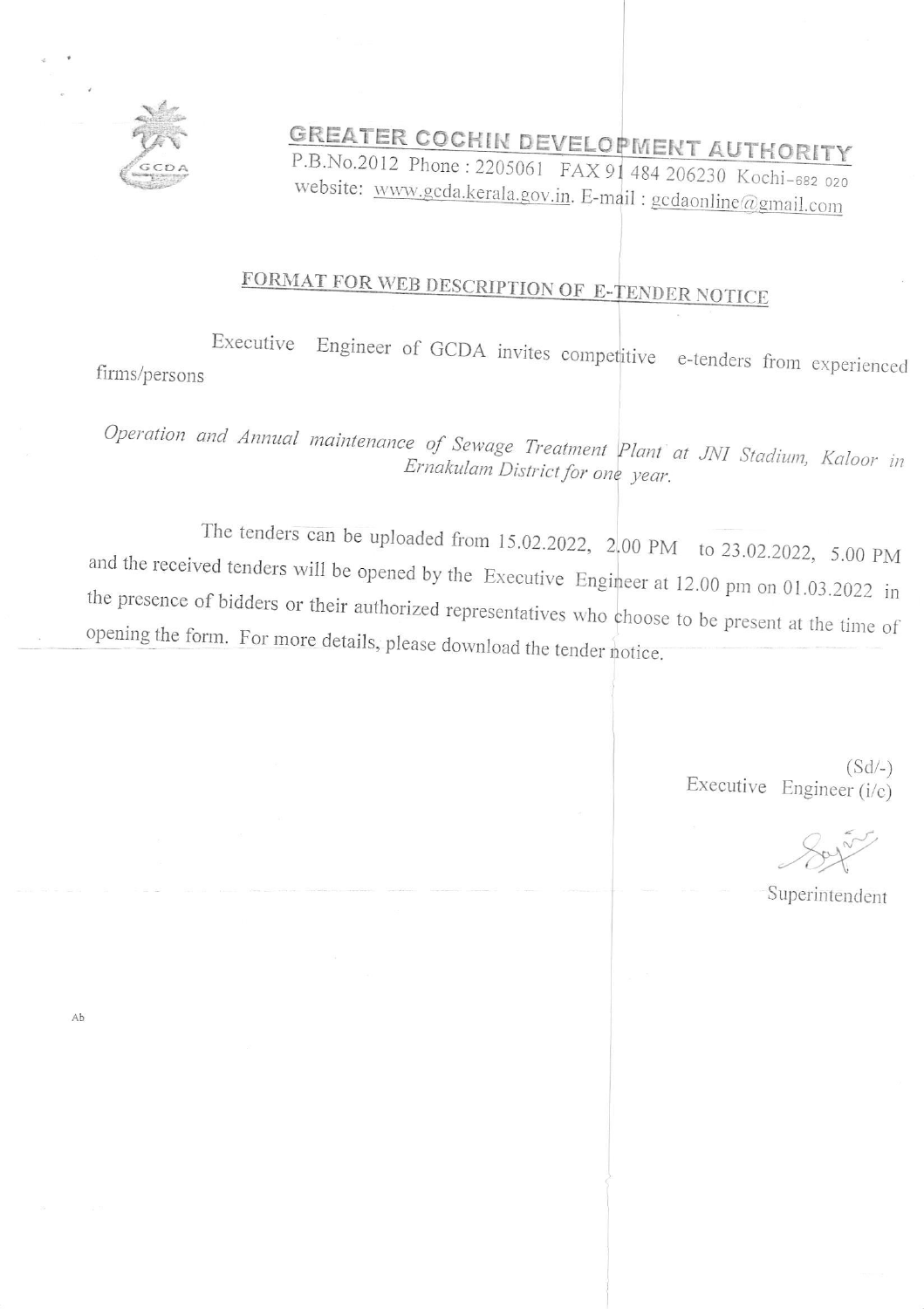# GREATER COCHIN DEVELOPMENT AUTHORITY

P.B.No.2012 Phone : 2205061 FAX 91 484 206230 Kochi-682 020
website: www.gcda.kerala.gov.in. E-mail : gcdaonline@gmail.com

## FORMAT FOR WEB DESCRIPTION OF E-TENDER NOTICE

Executive Engineer of GCDA invites competitive e-tenders from experienced firms/persons

*Operation and Annual maintenance of Sewage Treatment Plant at JNI Stadium, Kaloor in Ernakulam District for one year.*

The tenders can be uploaded from 15.02.2022, 2.00 PM to 23.02.2022, 5.00 PM and the received tenders will be opened by the Executive Engineer at 12.00 pm on 01.03.2022 in the presence of bidders or their authorized representatives who choose to be present at the time of opening the form. For more details, please download the tender notice.

(Sd/-)
Executive Engineer (i/c)

Superintendent

Ab